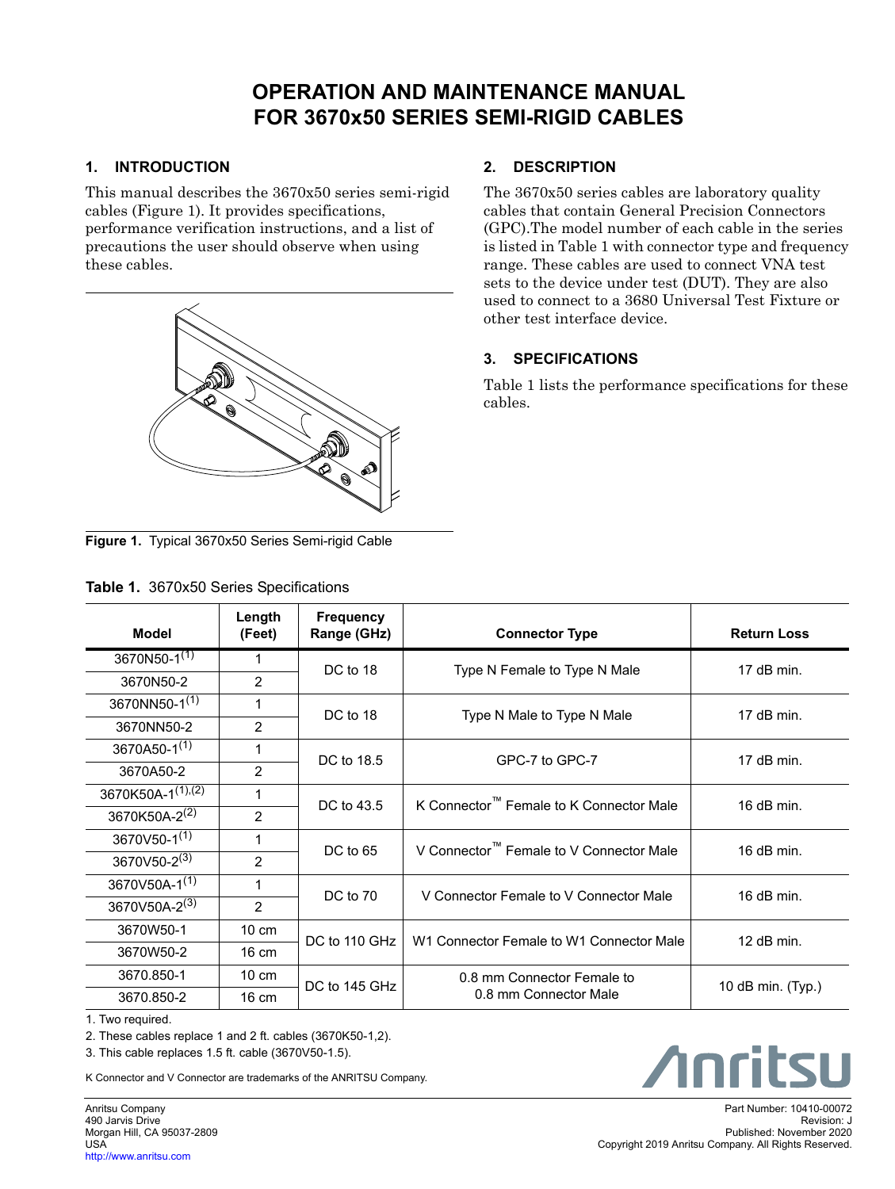# OPERATION AND MAINTENANCE MANUAL FOR 3670x50 SERIES SEMI-RIGID CABLES

## 1. INTRODUCTION

This manual describes the 3670x50 series semi-rigid cables (Figure 1). It provides specifications, performance verification instructions, and a list of precautions the user should observe when using these cables.

**Figure 1.** Typical 3670x50 Series Semi-rigid Cable

## 2. DESCRIPTION

The 3670x50 series cables are laboratory quality cables that contain General Precision Connectors (GPC).The model number of each cable in the series is listed in Table 1 with connector type and frequency range. These cables are used to connect VNA test sets to the device under test (DUT). They are also used to connect to a 3680 Universal Test Fixture or other test interface device.

## 3. SPECIFICATIONS

Table 1 lists the performance specifications for these cables.

**Table 1.** 3670x50 Series Specifications

| Model | Length (Feet) | Frequency Range (GHz) | Connector Type | Return Loss |
|---|---|---|---|---|
| 3670N50-1[1] | 1 | DC to 18 | Type N Female to Type N Male | 17 dB min. |
| 3670N50-2 | 2 | | | |
| 3670NN50-1[1] | 1 | DC to 18 | Type N Male to Type N Male | 17 dB min. |
| 3670NN50-2 | 2 | | | |
| 3670A50-1[1] | 1 | DC to 18.5 | GPC-7 to GPC-7 | 17 dB min. |
| 3670A50-2 | 2 | | | |
| 3670K50A-1[1],[2] | 1 | DC to 43.5 | K Connector™ Female to K Connector Male | 16 dB min. |
| 3670K50A-2[2] | 2 | | | |
| 3670V50-1[1] | 1 | DC to 65 | V Connector™ Female to V Connector Male | 16 dB min. |
| 3670V50-2[3] | 2 | | | |
| 3670V50A-1[1] | 1 | DC to 70 | V Connector Female to V Connector Male | 16 dB min. |
| 3670V50A-2[3] | 2 | | | |
| 3670W50-1 | 10 cm | DC to 110 GHz | W1 Connector Female to W1 Connector Male | 12 dB min. |
| 3670W50-2 | 16 cm | | | |
| 3670.850-1 | 10 cm | DC to 145 GHz | 0.8 mm Connector Female to 0.8 mm Connector Male | 10 dB min. (Typ.) |
| 3670.850-2 | 16 cm | | | |

1. Two required.

2. These cables replace 1 and 2 ft. cables (3670K50-1,2).

3. This cable replaces 1.5 ft. cable (3670V50-1.5).

K Connector and V Connector are trademarks of the ANRITSU Company.

Anritsu Company
490 Jarvis Drive
Morgan Hill, CA 95037-2809
USA
http://www.anritsu.com

Part Number: 10410-00072
Revision: J
Published: November 2020
Copyright 2019 Anritsu Company. All Rights Reserved.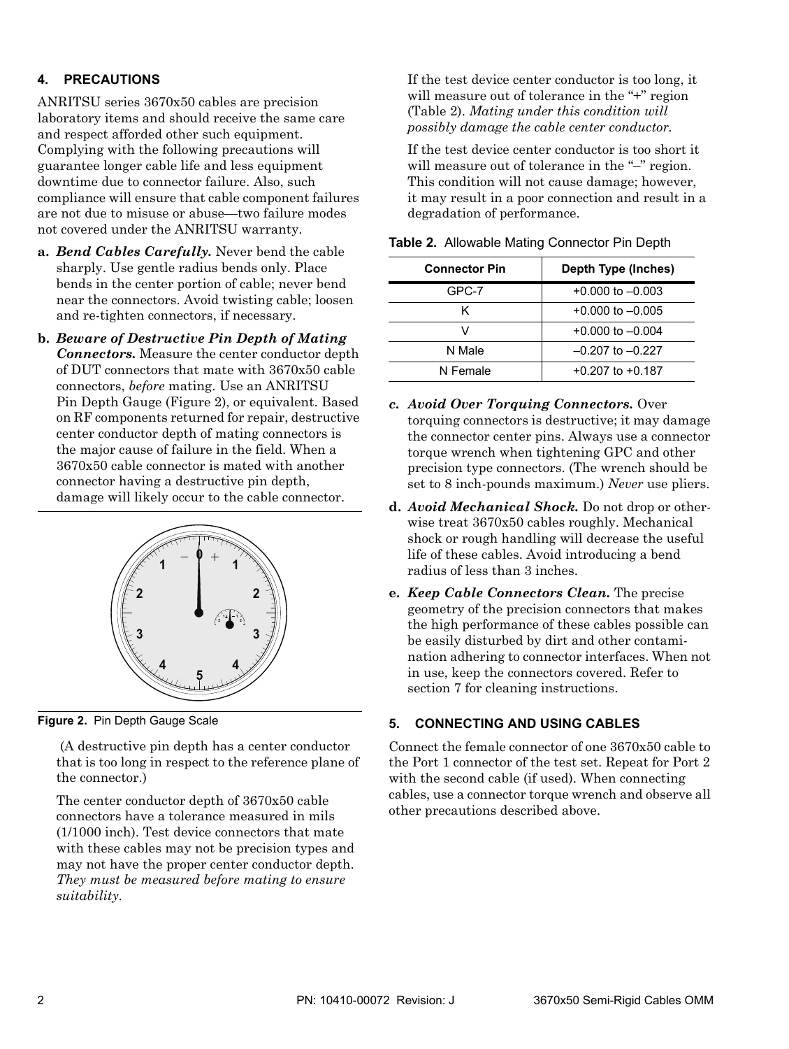## 4. PRECAUTIONS

ANRITSU series 3670x50 cables are precision laboratory items and should receive the same care and respect afforded other such equipment. Complying with the following precautions will guarantee longer cable life and less equipment downtime due to connector failure. Also, such compliance will ensure that cable component failures are not due to misuse or abuse—two failure modes not covered under the ANRITSU warranty.

**a.** ***Bend Cables Carefully.*** Never bend the cable sharply. Use gentle radius bends only. Place bends in the center portion of cable; never bend near the connectors. Avoid twisting cable; loosen and re-tighten connectors, if necessary.

**b.** ***Beware of Destructive Pin Depth of Mating Connectors.*** Measure the center conductor depth of DUT connectors that mate with 3670x50 cable connectors, *before* mating. Use an ANRITSU Pin Depth Gauge (Figure 2), or equivalent. Based on RF components returned for repair, destructive center conductor depth of mating connectors is the major cause of failure in the field. When a 3670x50 cable connector is mated with another connector having a destructive pin depth, damage will likely occur to the cable connector.

**Figure 2.** Pin Depth Gauge Scale

(A destructive pin depth has a center conductor that is too long in respect to the reference plane of the connector.)

The center conductor depth of 3670x50 cable connectors have a tolerance measured in mils (1/1000 inch). Test device connectors that mate with these cables may not be precision types and may not have the proper center conductor depth. *They must be measured before mating to ensure suitability.*

If the test device center conductor is too long, it will measure out of tolerance in the "+" region (Table 2). *Mating under this condition will possibly damage the cable center conductor.*

If the test device center conductor is too short it will measure out of tolerance in the "–" region. This condition will not cause damage; however, it may result in a poor connection and result in a degradation of performance.

**Table 2.** Allowable Mating Connector Pin Depth

| Connector Pin | Depth Type (Inches) |
|---|---|
| GPC-7 | +0.000 to –0.003 |
| K | +0.000 to –0.005 |
| V | +0.000 to –0.004 |
| N Male | –0.207 to –0.227 |
| N Female | +0.207 to +0.187 |

**c.** ***Avoid Over Torquing Connectors.*** Over torquing connectors is destructive; it may damage the connector center pins. Always use a connector torque wrench when tightening GPC and other precision type connectors. (The wrench should be set to 8 inch-pounds maximum.) *Never* use pliers.

**d.** ***Avoid Mechanical Shock.*** Do not drop or otherwise treat 3670x50 cables roughly. Mechanical shock or rough handling will decrease the useful life of these cables. Avoid introducing a bend radius of less than 3 inches.

**e.** ***Keep Cable Connectors Clean.*** The precise geometry of the precision connectors that makes the high performance of these cables possible can be easily disturbed by dirt and other contamination adhering to connector interfaces. When not in use, keep the connectors covered. Refer to section 7 for cleaning instructions.

## 5. CONNECTING AND USING CABLES

Connect the female connector of one 3670x50 cable to the Port 1 connector of the test set. Repeat for Port 2 with the second cable (if used). When connecting cables, use a connector torque wrench and observe all other precautions described above.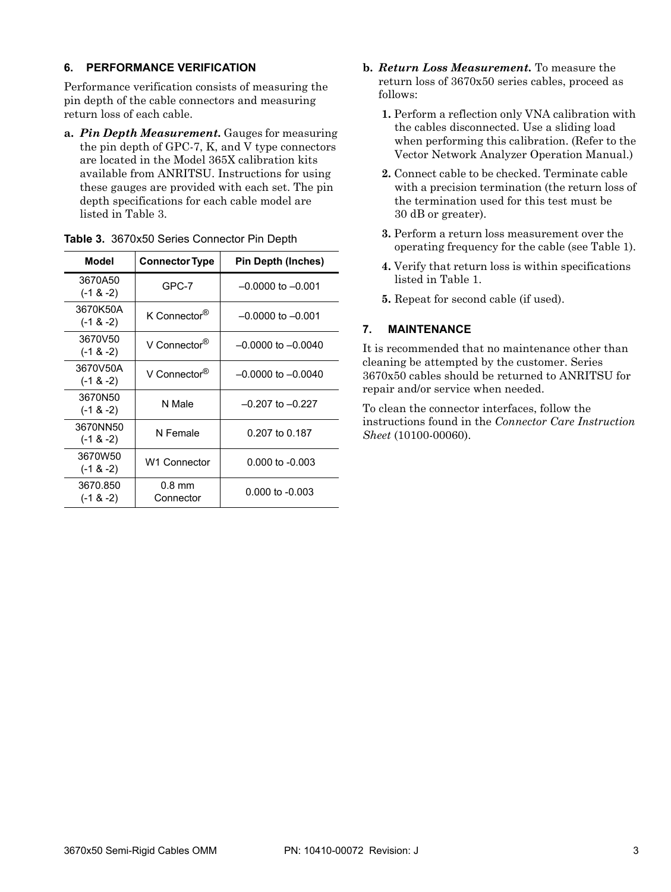## 6. PERFORMANCE VERIFICATION

Performance verification consists of measuring the pin depth of the cable connectors and measuring return loss of each cable.

**a.** ***Pin Depth Measurement.*** Gauges for measuring the pin depth of GPC-7, K, and V type connectors are located in the Model 365X calibration kits available from ANRITSU. Instructions for using these gauges are provided with each set. The pin depth specifications for each cable model are listed in Table 3.

**Table 3.** 3670x50 Series Connector Pin Depth

| Model | Connector Type | Pin Depth (Inches) |
|---|---|---|
| 3670A50 (-1 & -2) | GPC-7 | –0.0000 to –0.001 |
| 3670K50A (-1 & -2) | K Connector® | –0.0000 to –0.001 |
| 3670V50 (-1 & -2) | V Connector® | –0.0000 to –0.0040 |
| 3670V50A (-1 & -2) | V Connector® | –0.0000 to –0.0040 |
| 3670N50 (-1 & -2) | N Male | –0.207 to –0.227 |
| 3670NN50 (-1 & -2) | N Female | 0.207 to 0.187 |
| 3670W50 (-1 & -2) | W1 Connector | 0.000 to -0.003 |
| 3670.850 (-1 & -2) | 0.8 mm Connector | 0.000 to -0.003 |

**b.** ***Return Loss Measurement.*** To measure the return loss of 3670x50 series cables, proceed as follows:

1. Perform a reflection only VNA calibration with the cables disconnected. Use a sliding load when performing this calibration. (Refer to the Vector Network Analyzer Operation Manual.)
2. Connect cable to be checked. Terminate cable with a precision termination (the return loss of the termination used for this test must be 30 dB or greater).
3. Perform a return loss measurement over the operating frequency for the cable (see Table 1).
4. Verify that return loss is within specifications listed in Table 1.
5. Repeat for second cable (if used).

## 7. MAINTENANCE

It is recommended that no maintenance other than cleaning be attempted by the customer. Series 3670x50 cables should be returned to ANRITSU for repair and/or service when needed.

To clean the connector interfaces, follow the instructions found in the *Connector Care Instruction Sheet* (10100-00060).